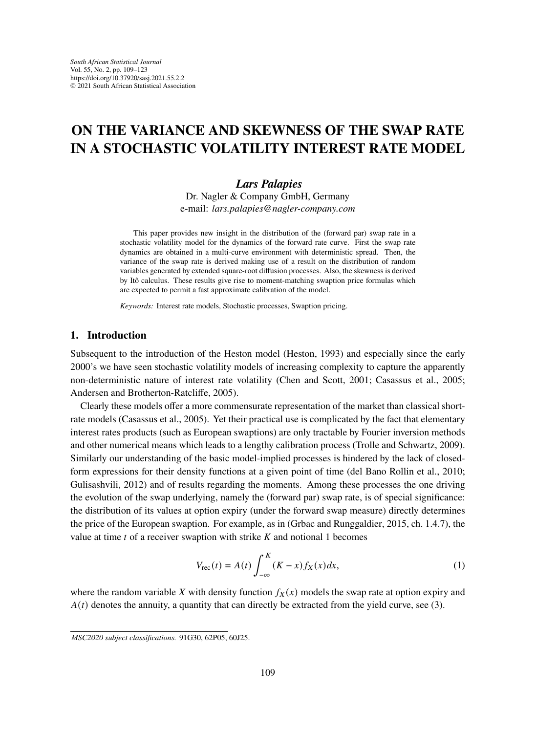# ON THE VARIANCE AND SKEWNESS OF THE SWAP RATE IN A STOCHASTIC VOLATILITY INTEREST RATE MODEL

***Lars Palapies***

Dr. Nagler & Company GmbH, Germany

e-mail: *lars.palapies@nagler-company.com*

This paper provides new insight in the distribution of the (forward par) swap rate in a stochastic volatility model for the dynamics of the forward rate curve. First the swap rate dynamics are obtained in a multi-curve environment with deterministic spread. Then, the variance of the swap rate is derived making use of a result on the distribution of random variables generated by extended square-root diffusion processes. Also, the skewness is derived by Itô calculus. These results give rise to moment-matching swaption price formulas which are expected to permit a fast approximate calibration of the model.

*Keywords:* Interest rate models, Stochastic processes, Swaption pricing.

## 1. Introduction

Subsequent to the introduction of the Heston model (Heston, 1993) and especially since the early 2000's we have seen stochastic volatility models of increasing complexity to capture the apparently non-deterministic nature of interest rate volatility (Chen and Scott, 2001; Casassus et al., 2005; Andersen and Brotherton-Ratcliffe, 2005).

Clearly these models offer a more commensurate representation of the market than classical short-rate models (Casassus et al., 2005). Yet their practical use is complicated by the fact that elementary interest rates products (such as European swaptions) are only tractable by Fourier inversion methods and other numerical means which leads to a lengthy calibration process (Trolle and Schwartz, 2009). Similarly our understanding of the basic model-implied processes is hindered by the lack of closed-form expressions for their density functions at a given point of time (del Bano Rollin et al., 2010; Gulisashvili, 2012) and of results regarding the moments. Among these processes the one driving the evolution of the swap underlying, namely the (forward par) swap rate, is of special significance: the distribution of its values at option expiry (under the forward swap measure) directly determines the price of the European swaption. For example, as in (Grbac and Runggaldier, 2015, ch. 1.4.7), the value at time $t$ of a receiver swaption with strike $K$ and notional 1 becomes

$$V_{\text{rec}}(t) = A(t) \int_{-\infty}^{K} (K - x) f_X(x) dx, \tag{1}$$

where the random variable $X$ with density function $f_X(x)$ models the swap rate at option expiry and $A(t)$ denotes the annuity, a quantity that can directly be extracted from the yield curve, see (3).

---

*MSC2020 subject classifications.* 91G30, 62P05, 60J25.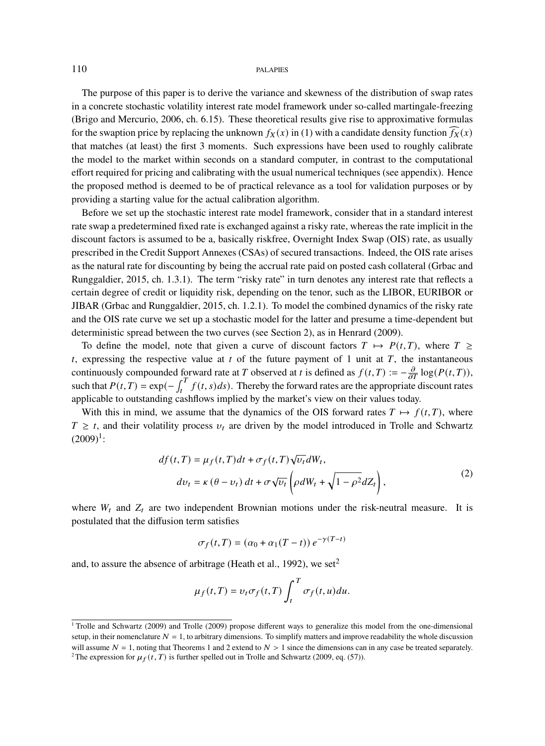The purpose of this paper is to derive the variance and skewness of the distribution of swap rates in a concrete stochastic volatility interest rate model framework under so-called martingale-freezing (Brigo and Mercurio, 2006, ch. 6.15). These theoretical results give rise to approximative formulas for the swaption price by replacing the unknown $f_X(x)$ in (1) with a candidate density function $\widehat{f_X}(x)$ that matches (at least) the first 3 moments. Such expressions have been used to roughly calibrate the model to the market within seconds on a standard computer, in contrast to the computational effort required for pricing and calibrating with the usual numerical techniques (see appendix). Hence the proposed method is deemed to be of practical relevance as a tool for validation purposes or by providing a starting value for the actual calibration algorithm.

Before we set up the stochastic interest rate model framework, consider that in a standard interest rate swap a predetermined fixed rate is exchanged against a risky rate, whereas the rate implicit in the discount factors is assumed to be a, basically riskfree, Overnight Index Swap (OIS) rate, as usually prescribed in the Credit Support Annexes (CSAs) of secured transactions. Indeed, the OIS rate arises as the natural rate for discounting by being the accrual rate paid on posted cash collateral (Grbac and Runggaldier, 2015, ch. 1.3.1). The term "risky rate" in turn denotes any interest rate that reflects a certain degree of credit or liquidity risk, depending on the tenor, such as the LIBOR, EURIBOR or JIBAR (Grbac and Runggaldier, 2015, ch. 1.2.1). To model the combined dynamics of the risky rate and the OIS rate curve we set up a stochastic model for the latter and presume a time-dependent but deterministic spread between the two curves (see Section 2), as in Henrard (2009).

To define the model, note that given a curve of discount factors $T \mapsto P(t,T)$, where $T \geq t$, expressing the respective value at $t$ of the future payment of 1 unit at $T$, the instantaneous continuously compounded forward rate at $T$ observed at $t$ is defined as $f(t,T) := -\frac{\partial}{\partial T}\log(P(t,T))$, such that $P(t,T) = \exp(-\int_t^T f(t,s)ds)$. Thereby the forward rates are the appropriate discount rates applicable to outstanding cashflows implied by the market's view on their values today.

With this in mind, we assume that the dynamics of the OIS forward rates $T \mapsto f(t,T)$, where $T \geq t$, and their volatility process $\upsilon_t$ are driven by the model introduced in Trolle and Schwartz (2009)[1]:

$$
\begin{aligned}
df(t,T) &= \mu_f(t,T)dt + \sigma_f(t,T)\sqrt{\upsilon_t}dW_t, \\
d\upsilon_t &= \kappa(\theta - \upsilon_t)\,dt + \sigma\sqrt{\upsilon_t}\left(\rho dW_t + \sqrt{1-\rho^2}dZ_t\right),
\end{aligned}
\tag{2}
$$

where $W_t$ and $Z_t$ are two independent Brownian motions under the risk-neutral measure. It is postulated that the diffusion term satisfies

$$
\sigma_f(t,T) = (\alpha_0 + \alpha_1(T-t))\,e^{-\gamma(T-t)}
$$

and, to assure the absence of arbitrage (Heath et al., 1992), we set[2]

$$
\mu_f(t,T) = \upsilon_t\sigma_f(t,T)\int_t^T \sigma_f(t,u)du.
$$

[1] Trolle and Schwartz (2009) and Trolle (2009) propose different ways to generalize this model from the one-dimensional setup, in their nomenclature $N = 1$, to arbitrary dimensions. To simplify matters and improve readability the whole discussion will assume $N = 1$, noting that Theorems 1 and 2 extend to $N > 1$ since the dimensions can in any case be treated separately.

[2] The expression for $\mu_f(t,T)$ is further spelled out in Trolle and Schwartz (2009, eq. (57)).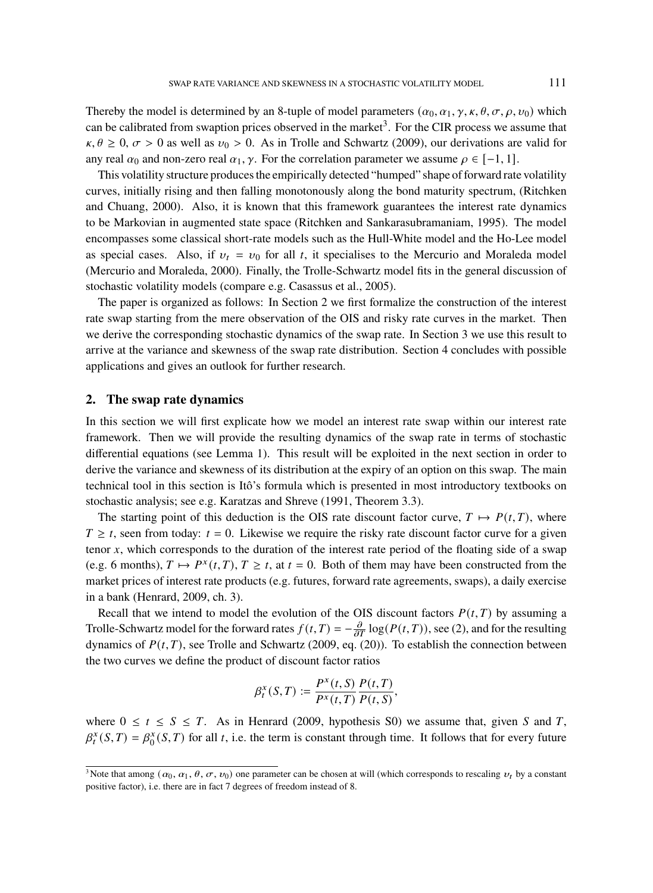Thereby the model is determined by an 8-tuple of model parameters $(\alpha_0, \alpha_1, \gamma, \kappa, \theta, \sigma, \rho, \upsilon_0)$ which can be calibrated from swaption prices observed in the market[3]. For the CIR process we assume that $\kappa, \theta \geq 0$, $\sigma > 0$ as well as $\upsilon_0 > 0$. As in Trolle and Schwartz (2009), our derivations are valid for any real $\alpha_0$ and non-zero real $\alpha_1, \gamma$. For the correlation parameter we assume $\rho \in [-1, 1]$.

This volatility structure produces the empirically detected "humped" shape of forward rate volatility curves, initially rising and then falling monotonously along the bond maturity spectrum, (Ritchken and Chuang, 2000). Also, it is known that this framework guarantees the interest rate dynamics to be Markovian in augmented state space (Ritchken and Sankarasubramaniam, 1995). The model encompasses some classical short-rate models such as the Hull-White model and the Ho-Lee model as special cases. Also, if $\upsilon_t = \upsilon_0$ for all $t$, it specialises to the Mercurio and Moraleda model (Mercurio and Moraleda, 2000). Finally, the Trolle-Schwartz model fits in the general discussion of stochastic volatility models (compare e.g. Casassus et al., 2005).

The paper is organized as follows: In Section 2 we first formalize the construction of the interest rate swap starting from the mere observation of the OIS and risky rate curves in the market. Then we derive the corresponding stochastic dynamics of the swap rate. In Section 3 we use this result to arrive at the variance and skewness of the swap rate distribution. Section 4 concludes with possible applications and gives an outlook for further research.

## 2. The swap rate dynamics

In this section we will first explicate how we model an interest rate swap within our interest rate framework. Then we will provide the resulting dynamics of the swap rate in terms of stochastic differential equations (see Lemma 1). This result will be exploited in the next section in order to derive the variance and skewness of its distribution at the expiry of an option on this swap. The main technical tool in this section is Itô's formula which is presented in most introductory textbooks on stochastic analysis; see e.g. Karatzas and Shreve (1991, Theorem 3.3).

The starting point of this deduction is the OIS rate discount factor curve, $T \mapsto P(t, T)$, where $T \geq t$, seen from today: $t = 0$. Likewise we require the risky rate discount factor curve for a given tenor $x$, which corresponds to the duration of the interest rate period of the floating side of a swap (e.g. 6 months), $T \mapsto P^x(t, T)$, $T \geq t$, at $t = 0$. Both of them may have been constructed from the market prices of interest rate products (e.g. futures, forward rate agreements, swaps), a daily exercise in a bank (Henrard, 2009, ch. 3).

Recall that we intend to model the evolution of the OIS discount factors $P(t, T)$ by assuming a Trolle-Schwartz model for the forward rates $f(t, T) = -\frac{\partial}{\partial T} \log(P(t, T))$, see (2), and for the resulting dynamics of $P(t, T)$, see Trolle and Schwartz (2009, eq. (20)). To establish the connection between the two curves we define the product of discount factor ratios

$$\beta_t^x(S, T) := \frac{P^x(t, S)}{P^x(t, T)} \frac{P(t, T)}{P(t, S)},$$

where $0 \leq t \leq S \leq T$. As in Henrard (2009, hypothesis S0) we assume that, given $S$ and $T$, $\beta_t^x(S, T) = \beta_0^x(S, T)$ for all $t$, i.e. the term is constant through time. It follows that for every future

[3] Note that among $(\alpha_0, \alpha_1, \theta, \sigma, \upsilon_0)$ one parameter can be chosen at will (which corresponds to rescaling $\upsilon_t$ by a constant positive factor), i.e. there are in fact 7 degrees of freedom instead of 8.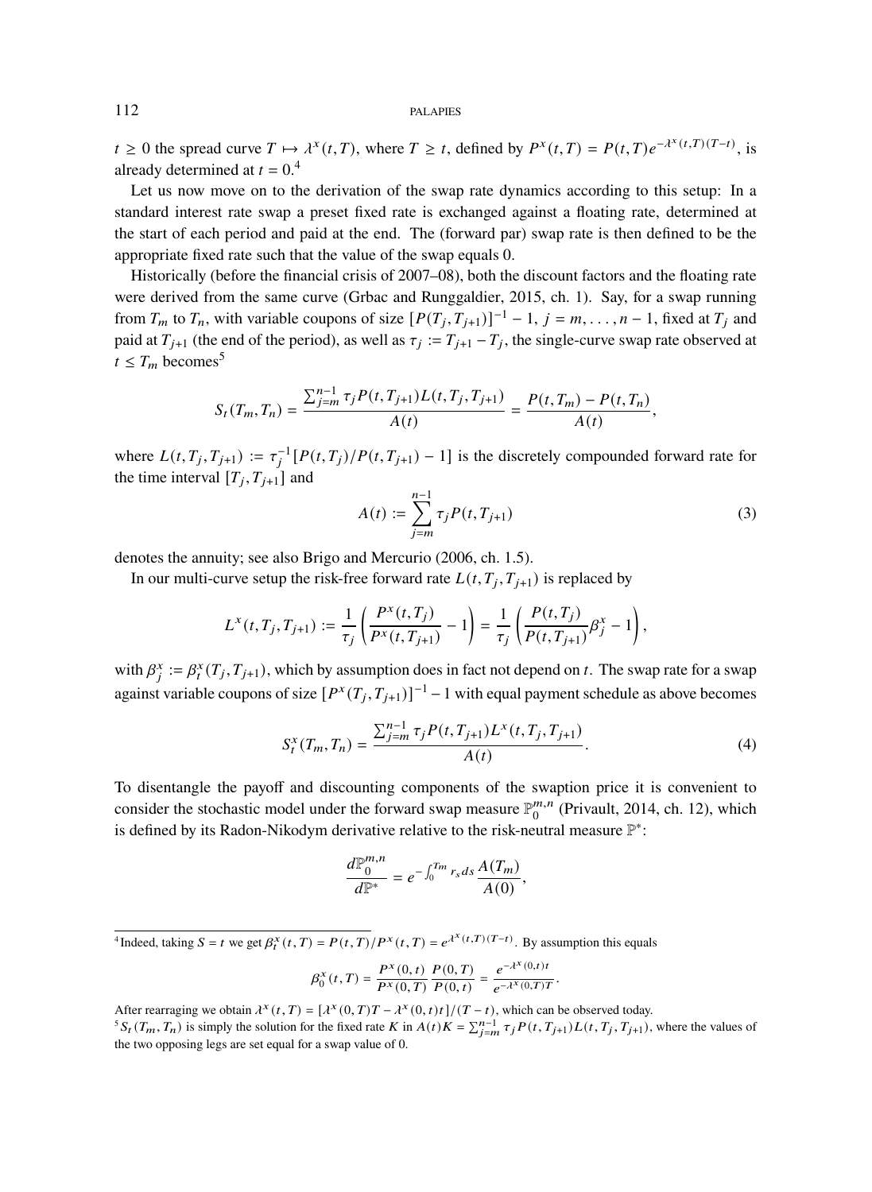$t \geq 0$ the spread curve $T \mapsto \lambda^x(t,T)$, where $T \geq t$, defined by $P^x(t,T) = P(t,T)e^{-\lambda^x(t,T)(T-t)}$, is already determined at $t = 0$.[4]

Let us now move on to the derivation of the swap rate dynamics according to this setup: In a standard interest rate swap a preset fixed rate is exchanged against a floating rate, determined at the start of each period and paid at the end. The (forward par) swap rate is then defined to be the appropriate fixed rate such that the value of the swap equals 0.

Historically (before the financial crisis of 2007–08), both the discount factors and the floating rate were derived from the same curve (Grbac and Runggaldier, 2015, ch. 1). Say, for a swap running from $T_m$ to $T_n$, with variable coupons of size $[P(T_j, T_{j+1})]^{-1} - 1$, $j = m, \ldots, n-1$, fixed at $T_j$ and paid at $T_{j+1}$ (the end of the period), as well as $\tau_j := T_{j+1} - T_j$, the single-curve swap rate observed at $t \leq T_m$ becomes[5]

$$S_t(T_m, T_n) = \frac{\sum_{j=m}^{n-1} \tau_j P(t, T_{j+1}) L(t, T_j, T_{j+1})}{A(t)} = \frac{P(t, T_m) - P(t, T_n)}{A(t)},$$

where $L(t, T_j, T_{j+1}) := \tau_j^{-1}[P(t, T_j)/P(t, T_{j+1}) - 1]$ is the discretely compounded forward rate for the time interval $[T_j, T_{j+1}]$ and

$$A(t) := \sum_{j=m}^{n-1} \tau_j P(t, T_{j+1}) \tag{3}$$

denotes the annuity; see also Brigo and Mercurio (2006, ch. 1.5).

In our multi-curve setup the risk-free forward rate $L(t, T_j, T_{j+1})$ is replaced by

$$L^x(t, T_j, T_{j+1}) := \frac{1}{\tau_j}\left(\frac{P^x(t, T_j)}{P^x(t, T_{j+1})} - 1\right) = \frac{1}{\tau_j}\left(\frac{P(t, T_j)}{P(t, T_{j+1})}\beta_j^x - 1\right),$$

with $\beta_j^x := \beta_t^x(T_j, T_{j+1})$, which by assumption does in fact not depend on $t$. The swap rate for a swap against variable coupons of size $[P^x(T_j, T_{j+1})]^{-1} - 1$ with equal payment schedule as above becomes

$$S_t^x(T_m, T_n) = \frac{\sum_{j=m}^{n-1} \tau_j P(t, T_{j+1}) L^x(t, T_j, T_{j+1})}{A(t)}. \tag{4}$$

To disentangle the payoff and discounting components of the swaption price it is convenient to consider the stochastic model under the forward swap measure $\mathbb{P}_0^{m,n}$ (Privault, 2014, ch. 12), which is defined by its Radon-Nikodym derivative relative to the risk-neutral measure $\mathbb{P}^*$:

$$\frac{d\mathbb{P}_0^{m,n}}{d\mathbb{P}^*} = e^{-\int_0^{T_m} r_s ds} \frac{A(T_m)}{A(0)},$$

---

[4] Indeed, taking $S = t$ we get $\beta_t^x(t,T) = P(t,T)/P^x(t,T) = e^{\lambda^x(t,T)(T-t)}$. By assumption this equals

$$\beta_0^x(t,T) = \frac{P^x(0,t)}{P^x(0,T)} \frac{P(0,T)}{P(0,t)} = \frac{e^{-\lambda^x(0,t)t}}{e^{-\lambda^x(0,T)T}}.$$

After rearraging we obtain $\lambda^x(t,T) = [\lambda^x(0,T)T - \lambda^x(0,t)t]/(T-t)$, which can be observed today.

[5] $S_t(T_m, T_n)$ is simply the solution for the fixed rate $K$ in $A(t)K = \sum_{j=m}^{n-1} \tau_j P(t, T_{j+1}) L(t, T_j, T_{j+1})$, where the values of the two opposing legs are set equal for a swap value of 0.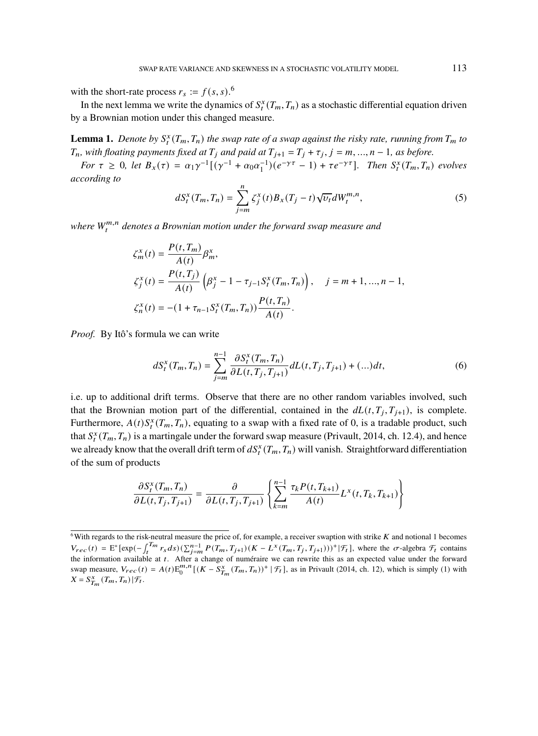with the short-rate process $r_s := f(s,s)$.[6]

In the next lemma we write the dynamics of $S^x_t(T_m, T_n)$ as a stochastic differential equation driven by a Brownian motion under this changed measure.

**Lemma 1.** *Denote by $S^x_t(T_m, T_n)$ the swap rate of a swap against the risky rate, running from $T_m$ to $T_n$, with floating payments fixed at $T_j$ and paid at $T_{j+1} = T_j + \tau_j$, $j = m, ..., n-1$, as before.*

*For $\tau \geq 0$, let $B_x(\tau) = \alpha_1 \gamma^{-1}[(\gamma^{-1} + \alpha_0 \alpha_1^{-1})(e^{-\gamma\tau} - 1) + \tau e^{-\gamma\tau}]$. Then $S^x_t(T_m, T_n)$ evolves according to*

$$dS^x_t(T_m, T_n) = \sum_{j=m}^{n} \zeta^x_j(t) B_x(T_j - t)\sqrt{\upsilon_t}\, dW^{m,n}_t, \tag{5}$$

*where $W^{m,n}_t$ denotes a Brownian motion under the forward swap measure and*

$$\zeta^x_m(t) = \frac{P(t, T_m)}{A(t)} \beta^x_m,$$

$$\zeta^x_j(t) = \frac{P(t, T_j)}{A(t)} \left(\beta^x_j - 1 - \tau_{j-1} S^x_t(T_m, T_n)\right), \quad j = m+1, ..., n-1,$$

$$\zeta^x_n(t) = -(1 + \tau_{n-1} S^x_t(T_m, T_n)) \frac{P(t, T_n)}{A(t)}.$$

*Proof.* By Itô's formula we can write

$$dS^x_t(T_m, T_n) = \sum_{j=m}^{n-1} \frac{\partial S^x_t(T_m, T_n)}{\partial L(t, T_j, T_{j+1})} dL(t, T_j, T_{j+1}) + (...)dt, \tag{6}$$

i.e. up to additional drift terms. Observe that there are no other random variables involved, such that the Brownian motion part of the differential, contained in the $dL(t, T_j, T_{j+1})$, is complete. Furthermore, $A(t)S^x_t(T_m, T_n)$, equating to a swap with a fixed rate of 0, is a tradable product, such that $S^x_t(T_m, T_n)$ is a martingale under the forward swap measure (Privault, 2014, ch. 12.4), and hence we already know that the overall drift term of $dS^x_t(T_m, T_n)$ will vanish. Straightforward differentiation of the sum of products

$$\frac{\partial S^x_t(T_m, T_n)}{\partial L(t, T_j, T_{j+1})} = \frac{\partial}{\partial L(t, T_j, T_{j+1})} \left\{ \sum_{k=m}^{n-1} \frac{\tau_k P(t, T_{k+1})}{A(t)} L^x(t, T_k, T_{k+1}) \right\}$$

---

[6] With regards to the risk-neutral measure the price of, for example, a receiver swaption with strike $K$ and notional 1 becomes $V_{rec}(t) = \mathrm{E}^*[\exp(-\int_t^{T_m} r_s ds)(\sum_{j=m}^{n-1} P(T_m, T_{j+1})(K - L^x(T_m, T_j, T_{j+1})))^+ | \mathcal{F}_t]$, where the $\sigma$-algebra $\mathcal{F}_t$ contains the information available at $t$. After a change of numéraire we can rewrite this as an expected value under the forward swap measure, $V_{rec}(t) = A(t)\mathrm{E}^{m,n}_0[(K - S^x_{T_m}(T_m, T_n))^+ \mid \mathcal{F}_t]$, as in Privault (2014, ch. 12), which is simply (1) with $X = S^x_{T_m}(T_m, T_n)|\mathcal{F}_t$.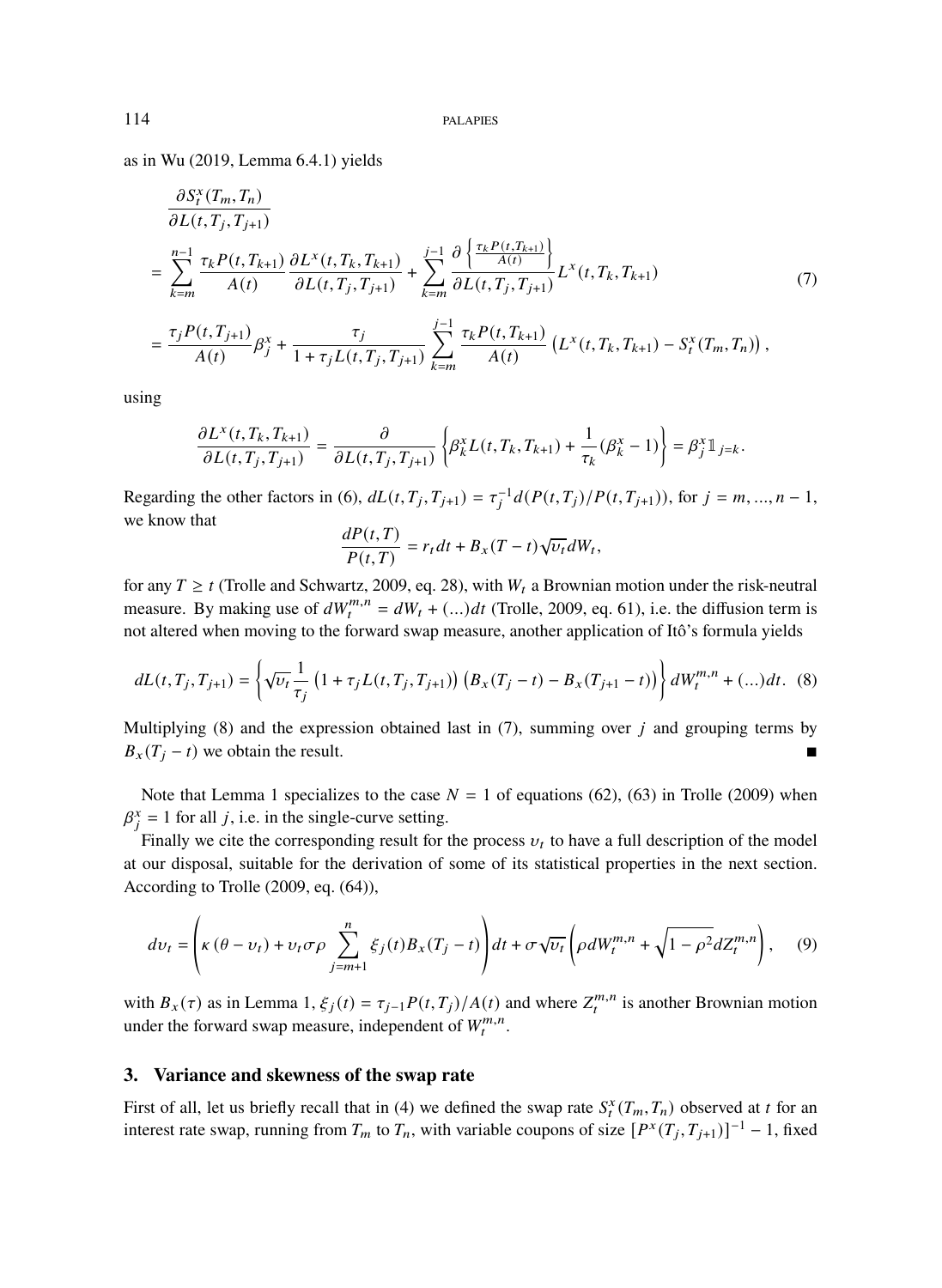as in Wu (2019, Lemma 6.4.1) yields

$$
\begin{aligned}
&\frac{\partial S_t^x(T_m,T_n)}{\partial L(t,T_j,T_{j+1})} \\
&= \sum_{k=m}^{n-1} \frac{\tau_k P(t,T_{k+1})}{A(t)} \frac{\partial L^x(t,T_k,T_{k+1})}{\partial L(t,T_j,T_{j+1})} + \sum_{k=m}^{j-1} \frac{\partial \left\{ \frac{\tau_k P(t,T_{k+1})}{A(t)} \right\}}{\partial L(t,T_j,T_{j+1})} L^x(t,T_k,T_{k+1}) \\
&= \frac{\tau_j P(t,T_{j+1})}{A(t)} \beta_j^x + \frac{\tau_j}{1+\tau_j L(t,T_j,T_{j+1})} \sum_{k=m}^{j-1} \frac{\tau_k P(t,T_{k+1})}{A(t)} \left( L^x(t,T_k,T_{k+1}) - S_t^x(T_m,T_n) \right),
\end{aligned} \tag{7}
$$

using

$$
\frac{\partial L^x(t,T_k,T_{k+1})}{\partial L(t,T_j,T_{j+1})} = \frac{\partial}{\partial L(t,T_j,T_{j+1})} \left\{ \beta_k^x L(t,T_k,T_{k+1}) + \frac{1}{\tau_k}(\beta_k^x - 1) \right\} = \beta_j^x \mathbb{1}_{j=k}.
$$

Regarding the other factors in (6), $dL(t,T_j,T_{j+1}) = \tau_j^{-1} d(P(t,T_j)/P(t,T_{j+1}))$, for $j = m, \ldots, n-1$, we know that

$$
\frac{dP(t,T)}{P(t,T)} = r_t dt + B_x(T-t)\sqrt{\upsilon_t} dW_t,
$$

for any $T \geq t$ (Trolle and Schwartz, 2009, eq. 28), with $W_t$ a Brownian motion under the risk-neutral measure. By making use of $dW_t^{m,n} = dW_t + (\ldots)dt$ (Trolle, 2009, eq. 61), i.e. the diffusion term is not altered when moving to the forward swap measure, another application of Itô's formula yields

$$
dL(t,T_j,T_{j+1}) = \left\{ \sqrt{\upsilon_t} \frac{1}{\tau_j} \left(1 + \tau_j L(t,T_j,T_{j+1})\right) \left(B_x(T_j - t) - B_x(T_{j+1}-t)\right) \right\} dW_t^{m,n} + (\ldots)dt. \tag{8}
$$

Multiplying (8) and the expression obtained last in (7), summing over $j$ and grouping terms by $B_x(T_j - t)$ we obtain the result. ∎

Note that Lemma 1 specializes to the case $N = 1$ of equations (62), (63) in Trolle (2009) when $\beta_j^x = 1$ for all $j$, i.e. in the single-curve setting.

Finally we cite the corresponding result for the process $\upsilon_t$ to have a full description of the model at our disposal, suitable for the derivation of some of its statistical properties in the next section. According to Trolle (2009, eq. (64)),

$$
d\upsilon_t = \left( \kappa(\theta - \upsilon_t) + \upsilon_t \sigma \rho \sum_{j=m+1}^{n} \xi_j(t) B_x(T_j - t) \right) dt + \sigma\sqrt{\upsilon_t} \left( \rho dW_t^{m,n} + \sqrt{1-\rho^2} dZ_t^{m,n} \right), \tag{9}
$$

with $B_x(\tau)$ as in Lemma 1, $\xi_j(t) = \tau_{j-1} P(t,T_j)/A(t)$ and where $Z_t^{m,n}$ is another Brownian motion under the forward swap measure, independent of $W_t^{m,n}$.

## 3. Variance and skewness of the swap rate

First of all, let us briefly recall that in (4) we defined the swap rate $S_t^x(T_m,T_n)$ observed at $t$ for an interest rate swap, running from $T_m$ to $T_n$, with variable coupons of size $[P^x(T_j,T_{j+1})]^{-1} - 1$, fixed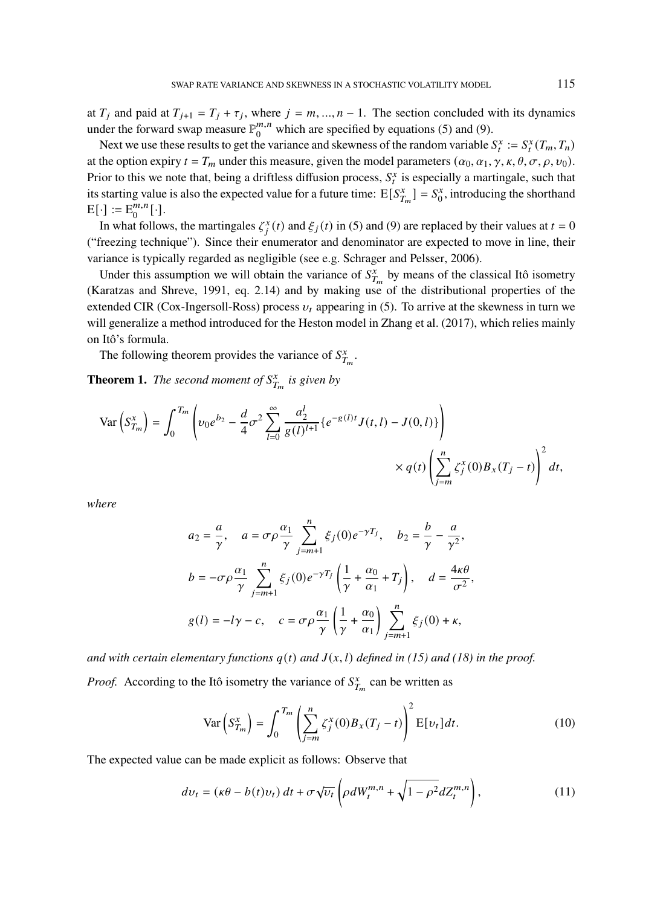at $T_j$ and paid at $T_{j+1} = T_j + \tau_j$, where $j = m, ..., n-1$. The section concluded with its dynamics under the forward swap measure $\mathbb{P}_0^{m,n}$ which are specified by equations (5) and (9).

Next we use these results to get the variance and skewness of the random variable $S_t^x := S_t^x(T_m, T_n)$ at the option expiry $t = T_m$ under this measure, given the model parameters $(\alpha_0, \alpha_1, \gamma, \kappa, \theta, \sigma, \rho, \upsilon_0)$. Prior to this we note that, being a driftless diffusion process, $S_t^x$ is especially a martingale, such that its starting value is also the expected value for a future time: $\mathrm{E}[S_{T_m}^x] = S_0^x$, introducing the shorthand $\mathrm{E}[\cdot] := \mathrm{E}_0^{m,n}[\cdot]$.

In what follows, the martingales $\zeta_j^x(t)$ and $\xi_j(t)$ in (5) and (9) are replaced by their values at $t = 0$ ("freezing technique"). Since their enumerator and denominator are expected to move in line, their variance is typically regarded as negligible (see e.g. Schrager and Pelsser, 2006).

Under this assumption we will obtain the variance of $S_{T_m}^x$ by means of the classical Itô isometry (Karatzas and Shreve, 1991, eq. 2.14) and by making use of the distributional properties of the extended CIR (Cox-Ingersoll-Ross) process $\upsilon_t$ appearing in (5). To arrive at the skewness in turn we will generalize a method introduced for the Heston model in Zhang et al. (2017), which relies mainly on Itô's formula.

The following theorem provides the variance of $S_{T_m}^x$.

**Theorem 1.** *The second moment of $S_{T_m}^x$ is given by*

$$\mathrm{Var}\left(S_{T_m}^x\right) = \int_0^{T_m} \left( \upsilon_0 e^{b_2} - \frac{d}{4}\sigma^2 \sum_{l=0}^{\infty} \frac{a_2^l}{g(l)^{l+1}} \{ e^{-g(l)t} J(t,l) - J(0,l) \} \right) \times q(t) \left( \sum_{j=m}^{n} \zeta_j^x(0) B_x(T_j - t) \right)^2 dt,$$

*where*

$$a_2 = \frac{a}{\gamma}, \quad a = \sigma\rho\frac{\alpha_1}{\gamma}\sum_{j=m+1}^{n}\xi_j(0)e^{-\gamma T_j}, \quad b_2 = \frac{b}{\gamma} - \frac{a}{\gamma^2},$$

$$b = -\sigma\rho\frac{\alpha_1}{\gamma}\sum_{j=m+1}^{n}\xi_j(0)e^{-\gamma T_j}\left(\frac{1}{\gamma} + \frac{\alpha_0}{\alpha_1} + T_j\right), \quad d = \frac{4\kappa\theta}{\sigma^2},$$

$$g(l) = -l\gamma - c, \quad c = \sigma\rho\frac{\alpha_1}{\gamma}\left(\frac{1}{\gamma} + \frac{\alpha_0}{\alpha_1}\right)\sum_{j=m+1}^{n}\xi_j(0) + \kappa,$$

*and with certain elementary functions $q(t)$ and $J(x,l)$ defined in (15) and (18) in the proof.*

*Proof.* According to the Itô isometry the variance of $S_{T_m}^x$ can be written as

$$\mathrm{Var}\left(S_{T_m}^x\right) = \int_0^{T_m} \left( \sum_{j=m}^{n} \zeta_j^x(0) B_x(T_j - t) \right)^2 \mathrm{E}[\upsilon_t] dt. \tag{10}$$

The expected value can be made explicit as follows: Observe that

$$d\upsilon_t = (\kappa\theta - b(t)\upsilon_t)\, dt + \sigma\sqrt{\upsilon_t}\left(\rho dW_t^{m,n} + \sqrt{1-\rho^2} dZ_t^{m,n}\right), \tag{11}$$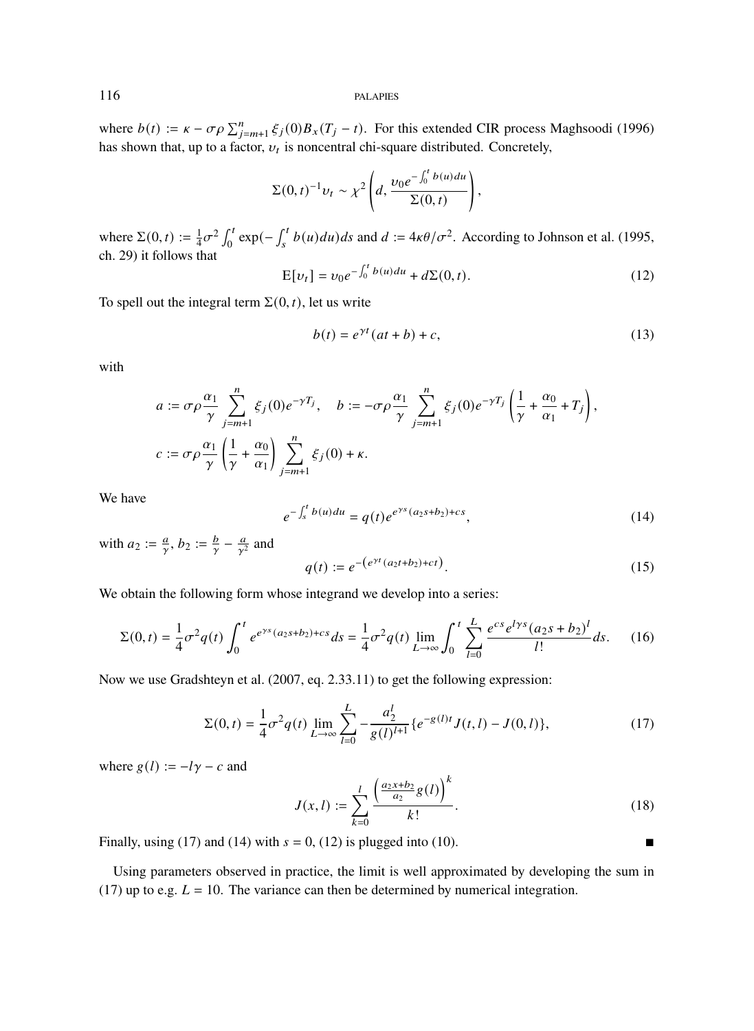where $b(t) := \kappa - \sigma\rho \sum_{j=m+1}^{n} \xi_j(0) B_x(T_j - t)$. For this extended CIR process Maghsoodi (1996) has shown that, up to a factor, $\upsilon_t$ is noncentral chi-square distributed. Concretely,

$$\Sigma(0,t)^{-1}\upsilon_t \sim \chi^2\left(d, \frac{\upsilon_0 e^{-\int_0^t b(u)du}}{\Sigma(0,t)}\right),$$

where $\Sigma(0,t) := \frac{1}{4}\sigma^2 \int_0^t \exp(-\int_s^t b(u)du)ds$ and $d := 4\kappa\theta/\sigma^2$. According to Johnson et al. (1995, ch. 29) it follows that

$$\mathrm{E}[\upsilon_t] = \upsilon_0 e^{-\int_0^t b(u)du} + d\Sigma(0,t). \tag{12}$$

To spell out the integral term $\Sigma(0,t)$, let us write

$$b(t) = e^{\gamma t}(at + b) + c, \tag{13}$$

with

$$a := \sigma\rho\frac{\alpha_1}{\gamma}\sum_{j=m+1}^{n}\xi_j(0)e^{-\gamma T_j}, \quad b := -\sigma\rho\frac{\alpha_1}{\gamma}\sum_{j=m+1}^{n}\xi_j(0)e^{-\gamma T_j}\left(\frac{1}{\gamma} + \frac{\alpha_0}{\alpha_1} + T_j\right),$$
$$c := \sigma\rho\frac{\alpha_1}{\gamma}\left(\frac{1}{\gamma} + \frac{\alpha_0}{\alpha_1}\right)\sum_{j=m+1}^{n}\xi_j(0) + \kappa.$$

We have

$$e^{-\int_s^t b(u)du} = q(t)e^{e^{\gamma s}(a_2 s + b_2) + cs}, \tag{14}$$

with $a_2 := \frac{a}{\gamma}$, $b_2 := \frac{b}{\gamma} - \frac{a}{\gamma^2}$ and

$$q(t) := e^{-\left(e^{\gamma t}(a_2 t + b_2) + ct\right)}. \tag{15}$$

We obtain the following form whose integrand we develop into a series:

$$\Sigma(0,t) = \frac{1}{4}\sigma^2 q(t)\int_0^t e^{e^{\gamma s}(a_2 s + b_2) + cs}ds = \frac{1}{4}\sigma^2 q(t)\lim_{L\to\infty}\int_0^t \sum_{l=0}^{L}\frac{e^{cs}e^{l\gamma s}(a_2 s + b_2)^l}{l!}ds. \tag{16}$$

Now we use Gradshteyn et al. (2007, eq. 2.33.11) to get the following expression:

$$\Sigma(0,t) = \frac{1}{4}\sigma^2 q(t)\lim_{L\to\infty}\sum_{l=0}^{L} -\frac{a_2^l}{g(l)^{l+1}}\{e^{-g(l)t}J(t,l) - J(0,l)\}, \tag{17}$$

where $g(l) := -l\gamma - c$ and

$$J(x,l) := \sum_{k=0}^{l}\frac{\left(\frac{a_2 x + b_2}{a_2}g(l)\right)^k}{k!}. \tag{18}$$

Finally, using (17) and (14) with $s = 0$, (12) is plugged into (10). ∎

Using parameters observed in practice, the limit is well approximated by developing the sum in (17) up to e.g. $L = 10$. The variance can then be determined by numerical integration.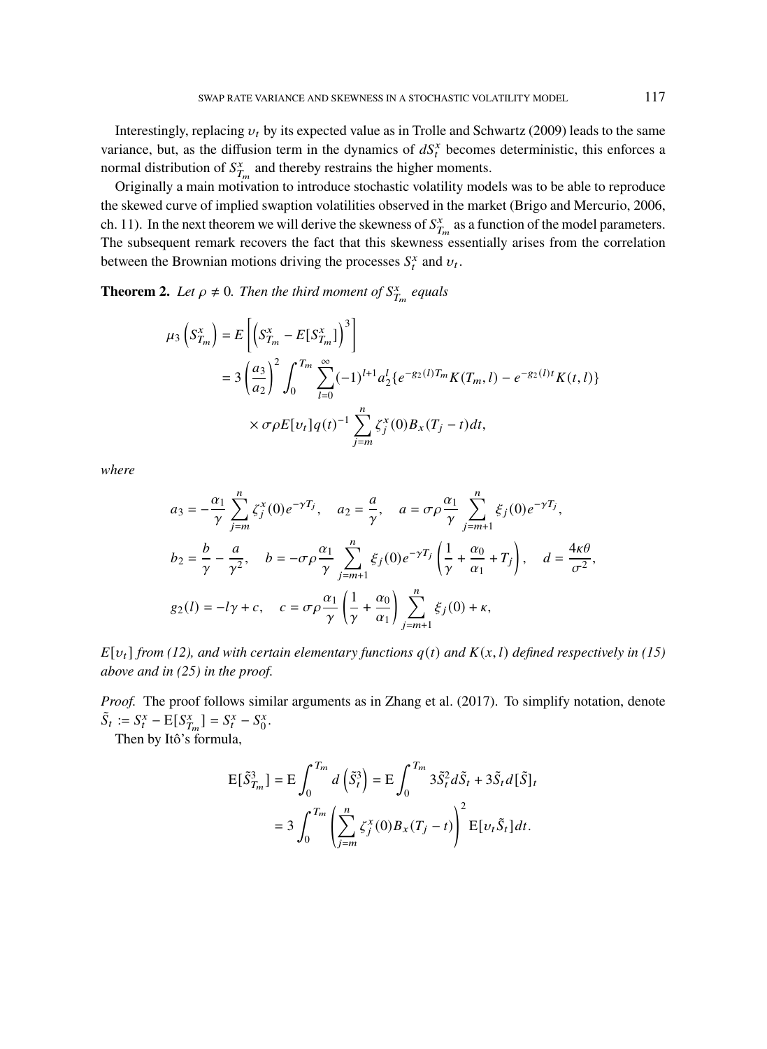Interestingly, replacing $\upsilon_t$ by its expected value as in Trolle and Schwartz (2009) leads to the same variance, but, as the diffusion term in the dynamics of $dS_t^x$ becomes deterministic, this enforces a normal distribution of $S_{T_m}^x$ and thereby restrains the higher moments.

Originally a main motivation to introduce stochastic volatility models was to be able to reproduce the skewed curve of implied swaption volatilities observed in the market (Brigo and Mercurio, 2006, ch. 11). In the next theorem we will derive the skewness of $S_{T_m}^x$ as a function of the model parameters. The subsequent remark recovers the fact that this skewness essentially arises from the correlation between the Brownian motions driving the processes $S_t^x$ and $\upsilon_t$.

**Theorem 2.** *Let $\rho \neq 0$. Then the third moment of $S_{T_m}^x$ equals*

$$
\begin{aligned}
\mu_3\left(S_{T_m}^x\right) &= E\left[\left(S_{T_m}^x - E[S_{T_m}^x]\right)^3\right] \\
&= 3\left(\frac{a_3}{a_2}\right)^2 \int_0^{T_m} \sum_{l=0}^{\infty} (-1)^{l+1} a_2^l \{e^{-g_2(l)T_m} K(T_m, l) - e^{-g_2(l)t} K(t, l)\} \\
&\quad \times \sigma\rho E[\upsilon_t] q(t)^{-1} \sum_{j=m}^{n} \zeta_j^x(0) B_x(T_j - t) dt,
\end{aligned}
$$

*where*

$$
a_3 = -\frac{\alpha_1}{\gamma} \sum_{j=m}^{n} \zeta_j^x(0) e^{-\gamma T_j}, \quad a_2 = \frac{a}{\gamma}, \quad a = \sigma\rho \frac{\alpha_1}{\gamma} \sum_{j=m+1}^{n} \xi_j(0) e^{-\gamma T_j},
$$

$$
b_2 = \frac{b}{\gamma} - \frac{a}{\gamma^2}, \quad b = -\sigma\rho \frac{\alpha_1}{\gamma} \sum_{j=m+1}^{n} \xi_j(0) e^{-\gamma T_j} \left(\frac{1}{\gamma} + \frac{\alpha_0}{\alpha_1} + T_j\right), \quad d = \frac{4\kappa\theta}{\sigma^2},
$$

$$
g_2(l) = -l\gamma + c, \quad c = \sigma\rho \frac{\alpha_1}{\gamma} \left(\frac{1}{\gamma} + \frac{\alpha_0}{\alpha_1}\right) \sum_{j=m+1}^{n} \xi_j(0) + \kappa,
$$

*$E[\upsilon_t]$ from (12), and with certain elementary functions $q(t)$ and $K(x, l)$ defined respectively in (15) above and in (25) in the proof.*

*Proof.* The proof follows similar arguments as in Zhang et al. (2017). To simplify notation, denote $\tilde{S}_t := S_t^x - \mathrm{E}[S_{T_m}^x] = S_t^x - S_0^x$.

Then by Itô's formula,

$$
\begin{aligned}
\mathrm{E}[\tilde{S}_{T_m}^3] &= \mathrm{E}\int_0^{T_m} d\left(\tilde{S}_t^3\right) = \mathrm{E}\int_0^{T_m} 3\tilde{S}_t^2 d\tilde{S}_t + 3\tilde{S}_t d[\tilde{S}]_t \\
&= 3\int_0^{T_m} \left(\sum_{j=m}^{n} \zeta_j^x(0) B_x(T_j - t)\right)^2 \mathrm{E}[\upsilon_t \tilde{S}_t] dt.
\end{aligned}
$$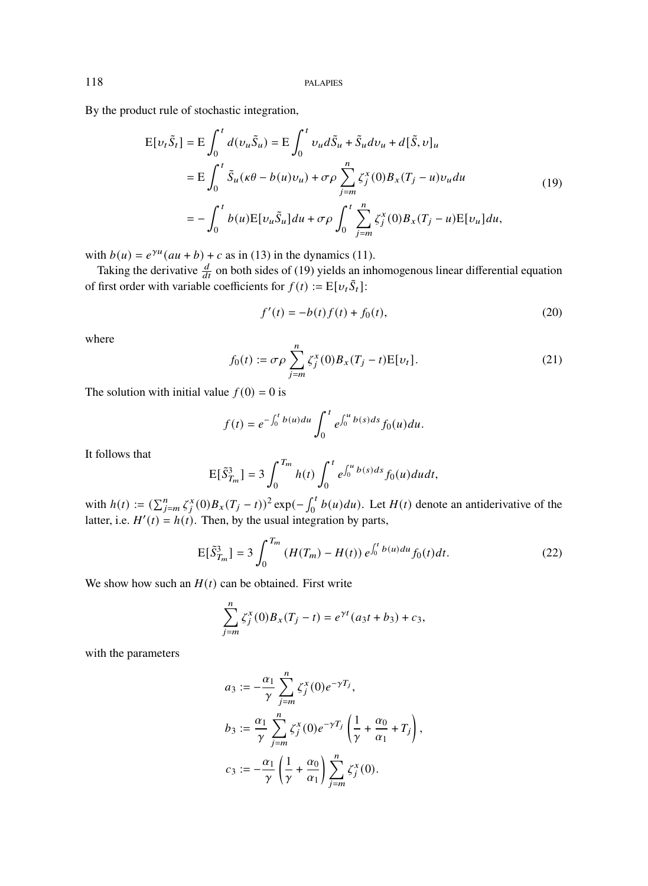By the product rule of stochastic integration,

$$
\begin{aligned}
\mathrm{E}[\upsilon_t \tilde{S}_t] &= \mathrm{E}\int_0^t d(\upsilon_u \tilde{S}_u) = \mathrm{E}\int_0^t \upsilon_u d\tilde{S}_u + \tilde{S}_u d\upsilon_u + d[\tilde{S}, \upsilon]_u \\
&= \mathrm{E}\int_0^t \tilde{S}_u(\kappa\theta - b(u)\upsilon_u) + \sigma\rho \sum_{j=m}^n \zeta_j^x(0) B_x(T_j - u)\upsilon_u du \\
&= -\int_0^t b(u)\mathrm{E}[\upsilon_u \tilde{S}_u] du + \sigma\rho \int_0^t \sum_{j=m}^n \zeta_j^x(0) B_x(T_j - u)\mathrm{E}[\upsilon_u] du,
\end{aligned}
\tag{19}
$$

with $b(u) = e^{\gamma u}(au + b) + c$ as in (13) in the dynamics (11).

Taking the derivative $\frac{d}{dt}$ on both sides of (19) yields an inhomogenous linear differential equation of first order with variable coefficients for $f(t) := \mathrm{E}[\upsilon_t \tilde{S}_t]$:

$$
f'(t) = -b(t) f(t) + f_0(t), \tag{20}
$$

where

$$
f_0(t) := \sigma\rho \sum_{j=m}^n \zeta_j^x(0) B_x(T_j - t)\mathrm{E}[\upsilon_t]. \tag{21}
$$

The solution with initial value $f(0) = 0$ is

$$
f(t) = e^{-\int_0^t b(u)du} \int_0^t e^{\int_0^u b(s)ds} f_0(u) du.
$$

It follows that

$$
\mathrm{E}[\tilde{S}_{T_m}^3] = 3\int_0^{T_m} h(t) \int_0^t e^{\int_0^u b(s)ds} f_0(u) du dt,
$$

with $h(t) := (\sum_{j=m}^n \zeta_j^x(0) B_x(T_j - t))^2 \exp(-\int_0^t b(u)du)$. Let $H(t)$ denote an antiderivative of the latter, i.e. $H'(t) = h(t)$. Then, by the usual integration by parts,

$$
\mathrm{E}[\tilde{S}_{T_m}^3] = 3\int_0^{T_m} (H(T_m) - H(t))\, e^{\int_0^t b(u)du} f_0(t) dt. \tag{22}
$$

We show how such an $H(t)$ can be obtained. First write

$$
\sum_{j=m}^n \zeta_j^x(0) B_x(T_j - t) = e^{\gamma t}(a_3 t + b_3) + c_3,
$$

with the parameters

$$
\begin{aligned}
a_3 &:= -\frac{\alpha_1}{\gamma} \sum_{j=m}^n \zeta_j^x(0) e^{-\gamma T_j}, \\
b_3 &:= \frac{\alpha_1}{\gamma} \sum_{j=m}^n \zeta_j^x(0) e^{-\gamma T_j} \left( \frac{1}{\gamma} + \frac{\alpha_0}{\alpha_1} + T_j \right), \\
c_3 &:= -\frac{\alpha_1}{\gamma} \left( \frac{1}{\gamma} + \frac{\alpha_0}{\alpha_1} \right) \sum_{j=m}^n \zeta_j^x(0).
\end{aligned}
$$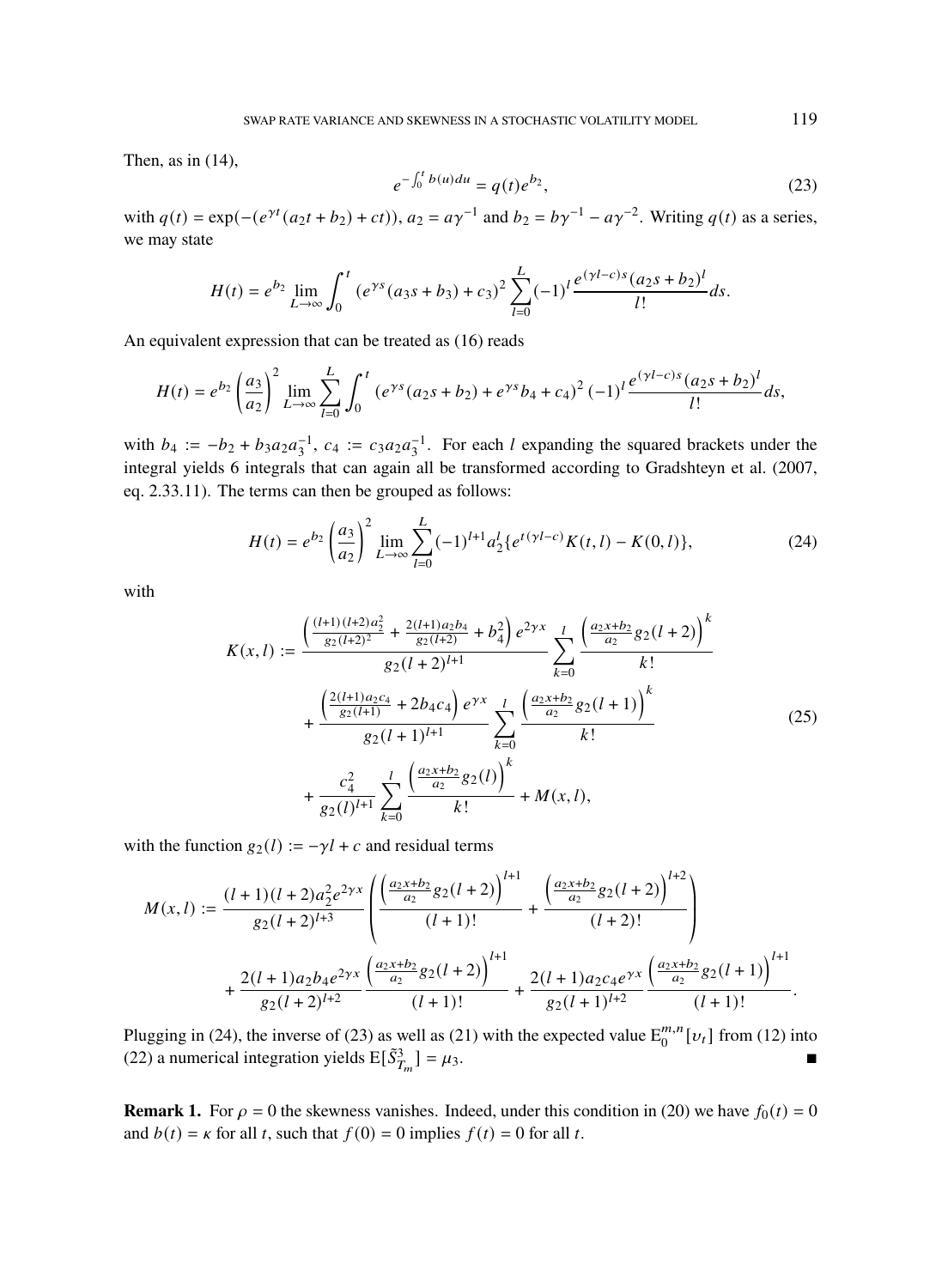Then, as in (14),

$$e^{-\int_0^t b(u)du} = q(t)e^{b_2}, \tag{23}$$

with $q(t) = \exp(-(e^{\gamma t}(a_2 t + b_2) + ct))$, $a_2 = a\gamma^{-1}$ and $b_2 = b\gamma^{-1} - a\gamma^{-2}$. Writing $q(t)$ as a series, we may state

$$H(t) = e^{b_2} \lim_{L\to\infty} \int_0^t \left(e^{\gamma s}(a_3 s + b_3) + c_3\right)^2 \sum_{l=0}^{L} (-1)^l \frac{e^{(\gamma l - c)s}(a_2 s + b_2)^l}{l!} ds.$$

An equivalent expression that can be treated as (16) reads

$$H(t) = e^{b_2} \left(\frac{a_3}{a_2}\right)^2 \lim_{L\to\infty} \sum_{l=0}^{L} \int_0^t \left(e^{\gamma s}(a_2 s + b_2) + e^{\gamma s} b_4 + c_4\right)^2 (-1)^l \frac{e^{(\gamma l - c)s}(a_2 s + b_2)^l}{l!} ds,$$

with $b_4 := -b_2 + b_3 a_2 a_3^{-1}$, $c_4 := c_3 a_2 a_3^{-1}$. For each $l$ expanding the squared brackets under the integral yields 6 integrals that can again all be transformed according to Gradshteyn et al. (2007, eq. 2.33.11). The terms can then be grouped as follows:

$$H(t) = e^{b_2} \left(\frac{a_3}{a_2}\right)^2 \lim_{L\to\infty} \sum_{l=0}^{L} (-1)^{l+1} a_2^l \{e^{t(\gamma l - c)} K(t,l) - K(0,l)\}, \tag{24}$$

with

$$\begin{aligned}
K(x,l) := {} & \frac{\left(\frac{(l+1)(l+2)a_2^2}{g_2(l+2)^2} + \frac{2(l+1)a_2 b_4}{g_2(l+2)} + b_4^2\right) e^{2\gamma x}}{g_2(l+2)^{l+1}} \sum_{k=0}^{l} \frac{\left(\frac{a_2 x + b_2}{a_2} g_2(l+2)\right)^k}{k!} \\
& + \frac{\left(\frac{2(l+1)a_2 c_4}{g_2(l+1)} + 2b_4 c_4\right) e^{\gamma x}}{g_2(l+1)^{l+1}} \sum_{k=0}^{l} \frac{\left(\frac{a_2 x + b_2}{a_2} g_2(l+1)\right)^k}{k!} \\
& + \frac{c_4^2}{g_2(l)^{l+1}} \sum_{k=0}^{l} \frac{\left(\frac{a_2 x + b_2}{a_2} g_2(l)\right)^k}{k!} + M(x,l),
\end{aligned} \tag{25}$$

with the function $g_2(l) := -\gamma l + c$ and residual terms

$$\begin{aligned}
M(x,l) := {} & \frac{(l+1)(l+2)a_2^2 e^{2\gamma x}}{g_2(l+2)^{l+3}} \left( \frac{\left(\frac{a_2 x + b_2}{a_2} g_2(l+2)\right)^{l+1}}{(l+1)!} + \frac{\left(\frac{a_2 x + b_2}{a_2} g_2(l+2)\right)^{l+2}}{(l+2)!} \right) \\
& + \frac{2(l+1)a_2 b_4 e^{2\gamma x}}{g_2(l+2)^{l+2}} \frac{\left(\frac{a_2 x + b_2}{a_2} g_2(l+2)\right)^{l+1}}{(l+1)!} + \frac{2(l+1)a_2 c_4 e^{\gamma x}}{g_2(l+1)^{l+2}} \frac{\left(\frac{a_2 x + b_2}{a_2} g_2(l+1)\right)^{l+1}}{(l+1)!}.
\end{aligned}$$

Plugging in (24), the inverse of (23) as well as (21) with the expected value $\mathrm{E}_0^{m,n}[\upsilon_t]$ from (12) into (22) a numerical integration yields $\mathrm{E}[\tilde{S}_{T_m}^3] = \mu_3$. ∎

**Remark 1.** For $\rho = 0$ the skewness vanishes. Indeed, under this condition in (20) we have $f_0(t) = 0$ and $b(t) = \kappa$ for all $t$, such that $f(0) = 0$ implies $f(t) = 0$ for all $t$.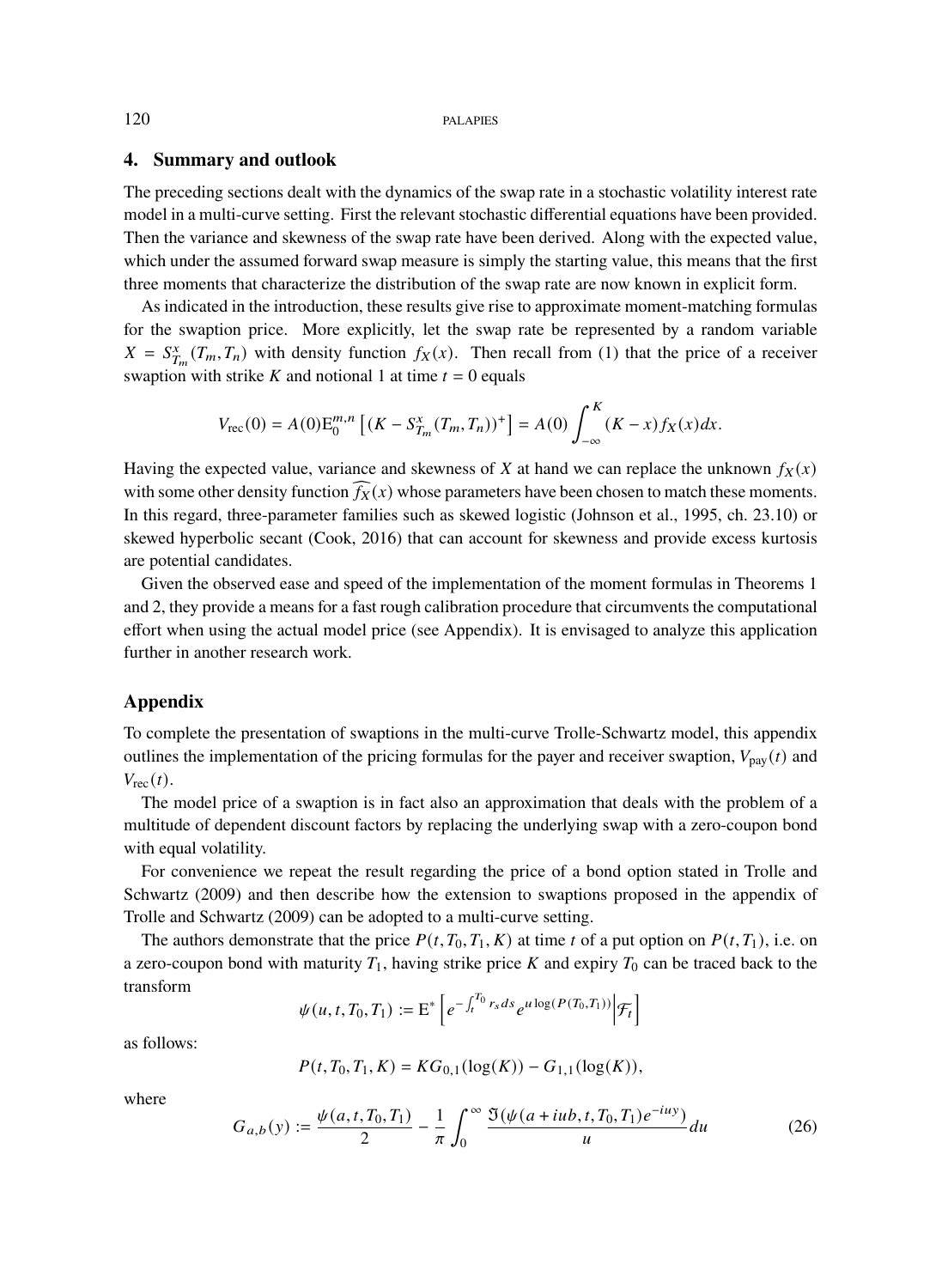## 4. Summary and outlook

The preceding sections dealt with the dynamics of the swap rate in a stochastic volatility interest rate model in a multi-curve setting. First the relevant stochastic differential equations have been provided. Then the variance and skewness of the swap rate have been derived. Along with the expected value, which under the assumed forward swap measure is simply the starting value, this means that the first three moments that characterize the distribution of the swap rate are now known in explicit form.

As indicated in the introduction, these results give rise to approximate moment-matching formulas for the swaption price. More explicitly, let the swap rate be represented by a random variable $X = S^x_{T_m}(T_m, T_n)$ with density function $f_X(x)$. Then recall from (1) that the price of a receiver swaption with strike $K$ and notional 1 at time $t = 0$ equals

$$V_{\text{rec}}(0) = A(0)\mathrm{E}_0^{m,n}\left[(K - S^x_{T_m}(T_m, T_n))^+\right] = A(0)\int_{-\infty}^{K}(K - x)f_X(x)dx.$$

Having the expected value, variance and skewness of $X$ at hand we can replace the unknown $f_X(x)$ with some other density function $\widehat{f_X}(x)$ whose parameters have been chosen to match these moments. In this regard, three-parameter families such as skewed logistic (Johnson et al., 1995, ch. 23.10) or skewed hyperbolic secant (Cook, 2016) that can account for skewness and provide excess kurtosis are potential candidates.

Given the observed ease and speed of the implementation of the moment formulas in Theorems 1 and 2, they provide a means for a fast rough calibration procedure that circumvents the computational effort when using the actual model price (see Appendix). It is envisaged to analyze this application further in another research work.

## Appendix

To complete the presentation of swaptions in the multi-curve Trolle-Schwartz model, this appendix outlines the implementation of the pricing formulas for the payer and receiver swaption, $V_{\text{pay}}(t)$ and $V_{\text{rec}}(t)$.

The model price of a swaption is in fact also an approximation that deals with the problem of a multitude of dependent discount factors by replacing the underlying swap with a zero-coupon bond with equal volatility.

For convenience we repeat the result regarding the price of a bond option stated in Trolle and Schwartz (2009) and then describe how the extension to swaptions proposed in the appendix of Trolle and Schwartz (2009) can be adopted to a multi-curve setting.

The authors demonstrate that the price $P(t, T_0, T_1, K)$ at time $t$ of a put option on $P(t, T_1)$, i.e. on a zero-coupon bond with maturity $T_1$, having strike price $K$ and expiry $T_0$ can be traced back to the transform

$$\psi(u, t, T_0, T_1) := \mathrm{E}^*\left[e^{-\int_t^{T_0} r_s ds} e^{u \log(P(T_0, T_1))} \middle| \mathcal{F}_t\right]$$

as follows:

$$P(t, T_0, T_1, K) = KG_{0,1}(\log(K)) - G_{1,1}(\log(K)),$$

where

$$G_{a,b}(y) := \frac{\psi(a, t, T_0, T_1)}{2} - \frac{1}{\pi}\int_0^{\infty} \frac{\Im(\psi(a + iub, t, T_0, T_1)e^{-iuy})}{u} du \tag{26}$$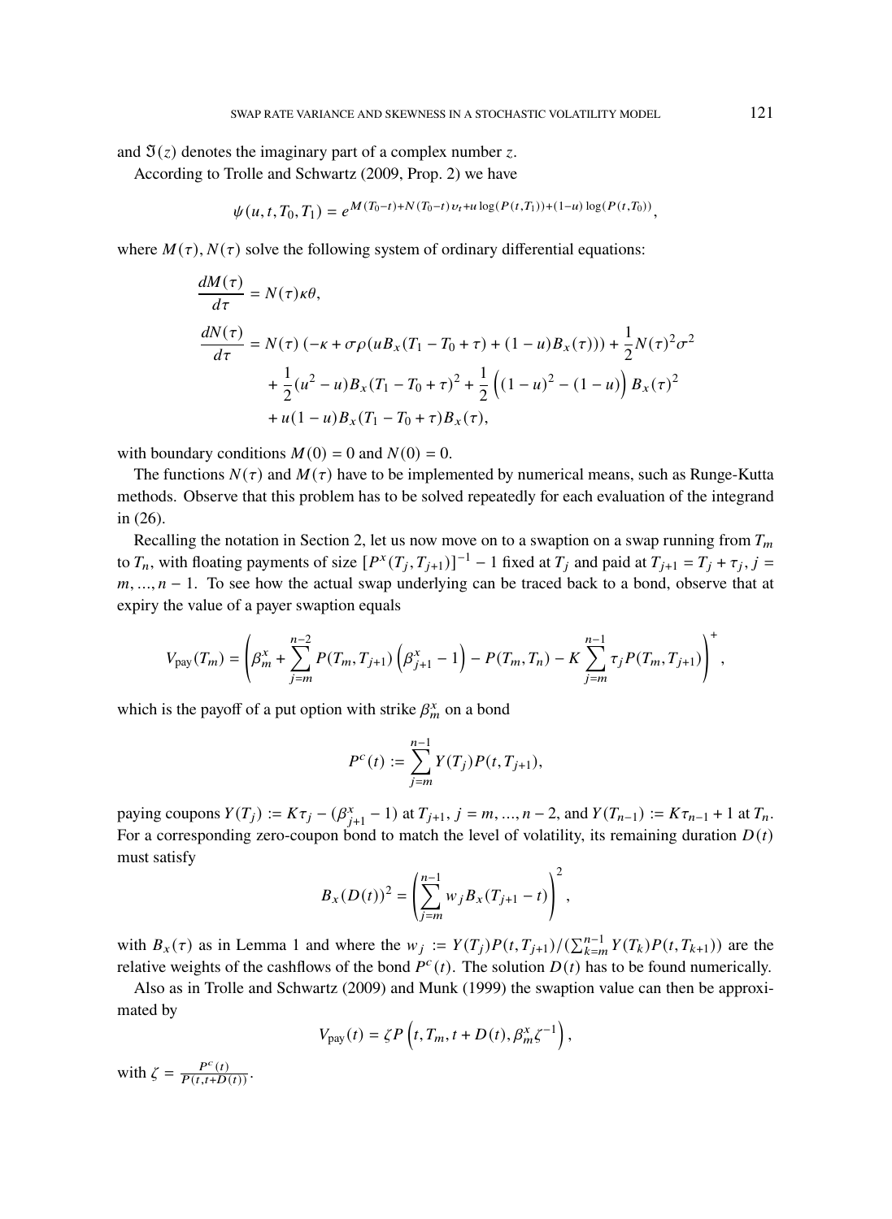and $\Im(z)$ denotes the imaginary part of a complex number $z$.

According to Trolle and Schwartz (2009, Prop. 2) we have

$$\psi(u, t, T_0, T_1) = e^{M(T_0 - t) + N(T_0 - t)v_t + u \log(P(t,T_1)) + (1-u)\log(P(t,T_0))},$$

where $M(\tau), N(\tau)$ solve the following system of ordinary differential equations:

$$\begin{aligned}
\frac{dM(\tau)}{d\tau} &= N(\tau)\kappa\theta, \\
\frac{dN(\tau)}{d\tau} &= N(\tau)\left(-\kappa + \sigma\rho(uB_x(T_1 - T_0 + \tau) + (1-u)B_x(\tau))\right) + \frac{1}{2}N(\tau)^2\sigma^2 \\
&\quad + \frac{1}{2}(u^2 - u)B_x(T_1 - T_0 + \tau)^2 + \frac{1}{2}\left((1-u)^2 - (1-u)\right)B_x(\tau)^2 \\
&\quad + u(1-u)B_x(T_1 - T_0 + \tau)B_x(\tau),
\end{aligned}$$

with boundary conditions $M(0) = 0$ and $N(0) = 0$.

The functions $N(\tau)$ and $M(\tau)$ have to be implemented by numerical means, such as Runge-Kutta methods. Observe that this problem has to be solved repeatedly for each evaluation of the integrand in (26).

Recalling the notation in Section 2, let us now move on to a swaption on a swap running from $T_m$ to $T_n$, with floating payments of size $[P^x(T_j, T_{j+1})]^{-1} - 1$ fixed at $T_j$ and paid at $T_{j+1} = T_j + \tau_j$, $j = m, ..., n-1$. To see how the actual swap underlying can be traced back to a bond, observe that at expiry the value of a payer swaption equals

$$V_{\text{pay}}(T_m) = \left(\beta_m^x + \sum_{j=m}^{n-2} P(T_m, T_{j+1})\left(\beta_{j+1}^x - 1\right) - P(T_m, T_n) - K\sum_{j=m}^{n-1}\tau_j P(T_m, T_{j+1})\right)^+,$$

which is the payoff of a put option with strike $\beta_m^x$ on a bond

$$P^c(t) := \sum_{j=m}^{n-1} Y(T_j)P(t, T_{j+1}),$$

paying coupons $Y(T_j) := K\tau_j - (\beta_{j+1}^x - 1)$ at $T_{j+1}$, $j = m, ..., n-2$, and $Y(T_{n-1}) := K\tau_{n-1} + 1$ at $T_n$. For a corresponding zero-coupon bond to match the level of volatility, its remaining duration $D(t)$ must satisfy

$$B_x(D(t))^2 = \left(\sum_{j=m}^{n-1} w_j B_x(T_{j+1} - t)\right)^2,$$

with $B_x(\tau)$ as in Lemma 1 and where the $w_j := Y(T_j)P(t, T_{j+1}) / (\sum_{k=m}^{n-1} Y(T_k)P(t, T_{k+1}))$ are the relative weights of the cashflows of the bond $P^c(t)$. The solution $D(t)$ has to be found numerically.

Also as in Trolle and Schwartz (2009) and Munk (1999) the swaption value can then be approximated by

$$V_{\text{pay}}(t) = \zeta P\left(t, T_m, t + D(t), \beta_m^x \zeta^{-1}\right),$$

with $\zeta = \frac{P^c(t)}{P(t, t+D(t))}$.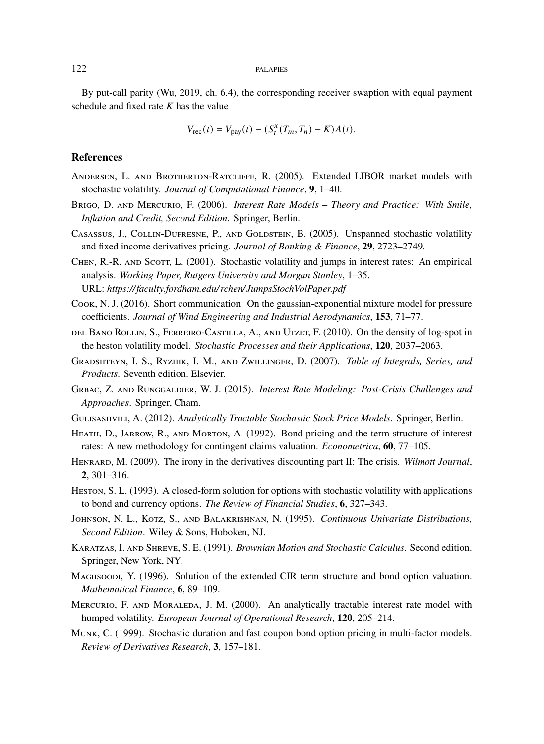By put-call parity (Wu, 2019, ch. 6.4), the corresponding receiver swaption with equal payment schedule and fixed rate $K$ has the value

$$V_{\text{rec}}(t) = V_{\text{pay}}(t) - (S_t^x(T_m, T_n) - K)A(t).$$

## References

Andersen, L. and Brotherton-Ratcliffe, R. (2005). Extended LIBOR market models with stochastic volatility. *Journal of Computational Finance*, **9**, 1–40.

Brigo, D. and Mercurio, F. (2006). *Interest Rate Models – Theory and Practice: With Smile, Inflation and Credit, Second Edition*. Springer, Berlin.

Casassus, J., Collin-Dufresne, P., and Goldstein, B. (2005). Unspanned stochastic volatility and fixed income derivatives pricing. *Journal of Banking & Finance*, **29**, 2723–2749.

Chen, R.-R. and Scott, L. (2001). Stochastic volatility and jumps in interest rates: An empirical analysis. *Working Paper, Rutgers University and Morgan Stanley*, 1–35.
URL: *https://faculty.fordham.edu/rchen/JumpsStochVolPaper.pdf*

Cook, N. J. (2016). Short communication: On the gaussian-exponential mixture model for pressure coefficients. *Journal of Wind Engineering and Industrial Aerodynamics*, **153**, 71–77.

del Bano Rollin, S., Ferreiro-Castilla, A., and Utzet, F. (2010). On the density of log-spot in the heston volatility model. *Stochastic Processes and their Applications*, **120**, 2037–2063.

Gradshteyn, I. S., Ryzhik, I. M., and Zwillinger, D. (2007). *Table of Integrals, Series, and Products*. Seventh edition. Elsevier.

Grbac, Z. and Runggaldier, W. J. (2015). *Interest Rate Modeling: Post-Crisis Challenges and Approaches*. Springer, Cham.

Gulisashvili, A. (2012). *Analytically Tractable Stochastic Stock Price Models*. Springer, Berlin.

Heath, D., Jarrow, R., and Morton, A. (1992). Bond pricing and the term structure of interest rates: A new methodology for contingent claims valuation. *Econometrica*, **60**, 77–105.

Henrard, M. (2009). The irony in the derivatives discounting part II: The crisis. *Wilmott Journal*, **2**, 301–316.

Heston, S. L. (1993). A closed-form solution for options with stochastic volatility with applications to bond and currency options. *The Review of Financial Studies*, **6**, 327–343.

Johnson, N. L., Kotz, S., and Balakrishnan, N. (1995). *Continuous Univariate Distributions, Second Edition*. Wiley & Sons, Hoboken, NJ.

Karatzas, I. and Shreve, S. E. (1991). *Brownian Motion and Stochastic Calculus*. Second edition. Springer, New York, NY.

Maghsoodi, Y. (1996). Solution of the extended CIR term structure and bond option valuation. *Mathematical Finance*, **6**, 89–109.

Mercurio, F. and Moraleda, J. M. (2000). An analytically tractable interest rate model with humped volatility. *European Journal of Operational Research*, **120**, 205–214.

Munk, C. (1999). Stochastic duration and fast coupon bond option pricing in multi-factor models. *Review of Derivatives Research*, **3**, 157–181.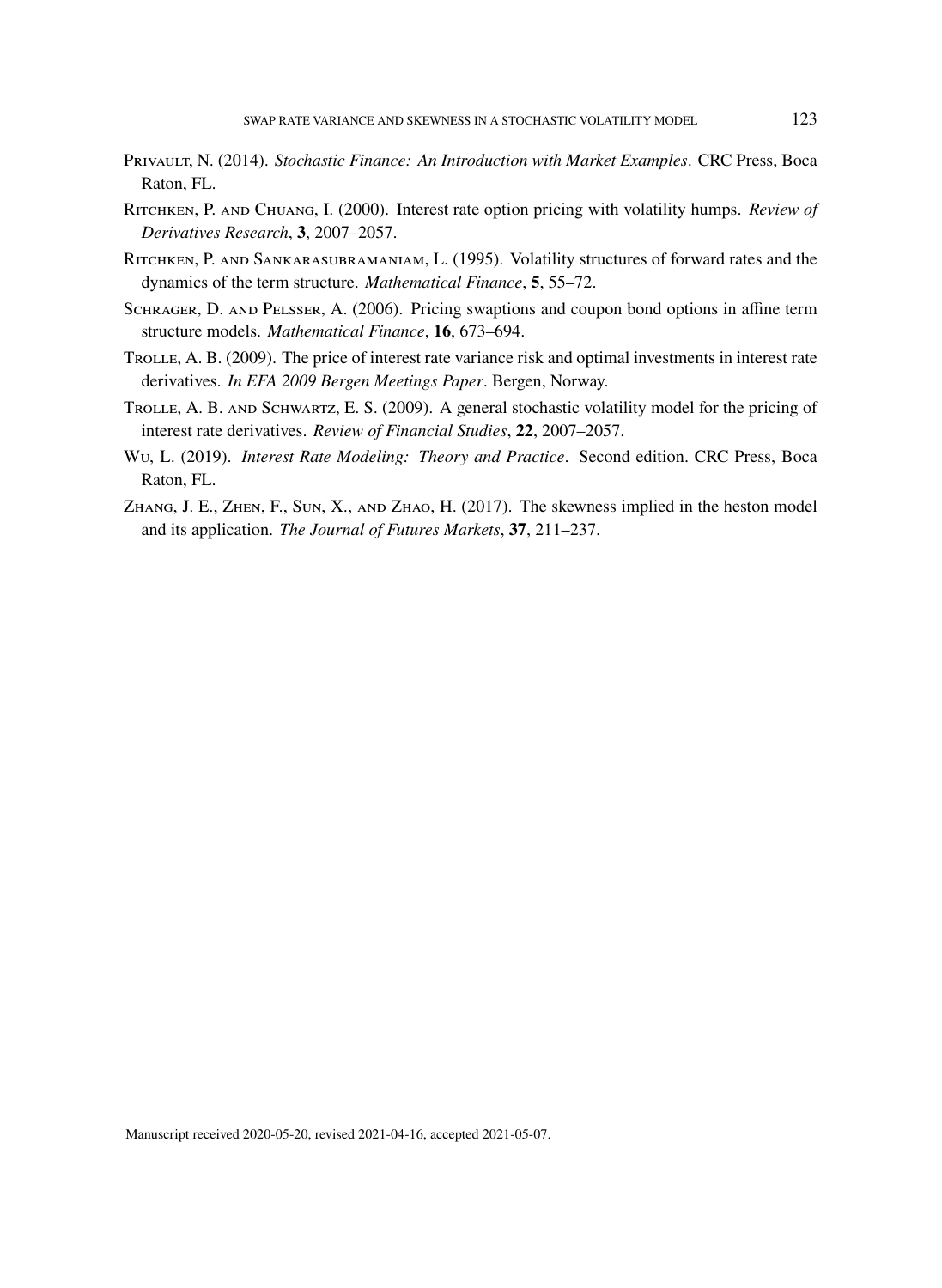Privault, N. (2014). *Stochastic Finance: An Introduction with Market Examples*. CRC Press, Boca Raton, FL.

Ritchken, P. and Chuang, I. (2000). Interest rate option pricing with volatility humps. *Review of Derivatives Research*, **3**, 2007–2057.

Ritchken, P. and Sankarasubramaniam, L. (1995). Volatility structures of forward rates and the dynamics of the term structure. *Mathematical Finance*, **5**, 55–72.

Schrager, D. and Pelsser, A. (2006). Pricing swaptions and coupon bond options in affine term structure models. *Mathematical Finance*, **16**, 673–694.

Trolle, A. B. (2009). The price of interest rate variance risk and optimal investments in interest rate derivatives. *In EFA 2009 Bergen Meetings Paper*. Bergen, Norway.

Trolle, A. B. and Schwartz, E. S. (2009). A general stochastic volatility model for the pricing of interest rate derivatives. *Review of Financial Studies*, **22**, 2007–2057.

Wu, L. (2019). *Interest Rate Modeling: Theory and Practice*. Second edition. CRC Press, Boca Raton, FL.

Zhang, J. E., Zhen, F., Sun, X., and Zhao, H. (2017). The skewness implied in the heston model and its application. *The Journal of Futures Markets*, **37**, 211–237.

Manuscript received 2020-05-20, revised 2021-04-16, accepted 2021-05-07.